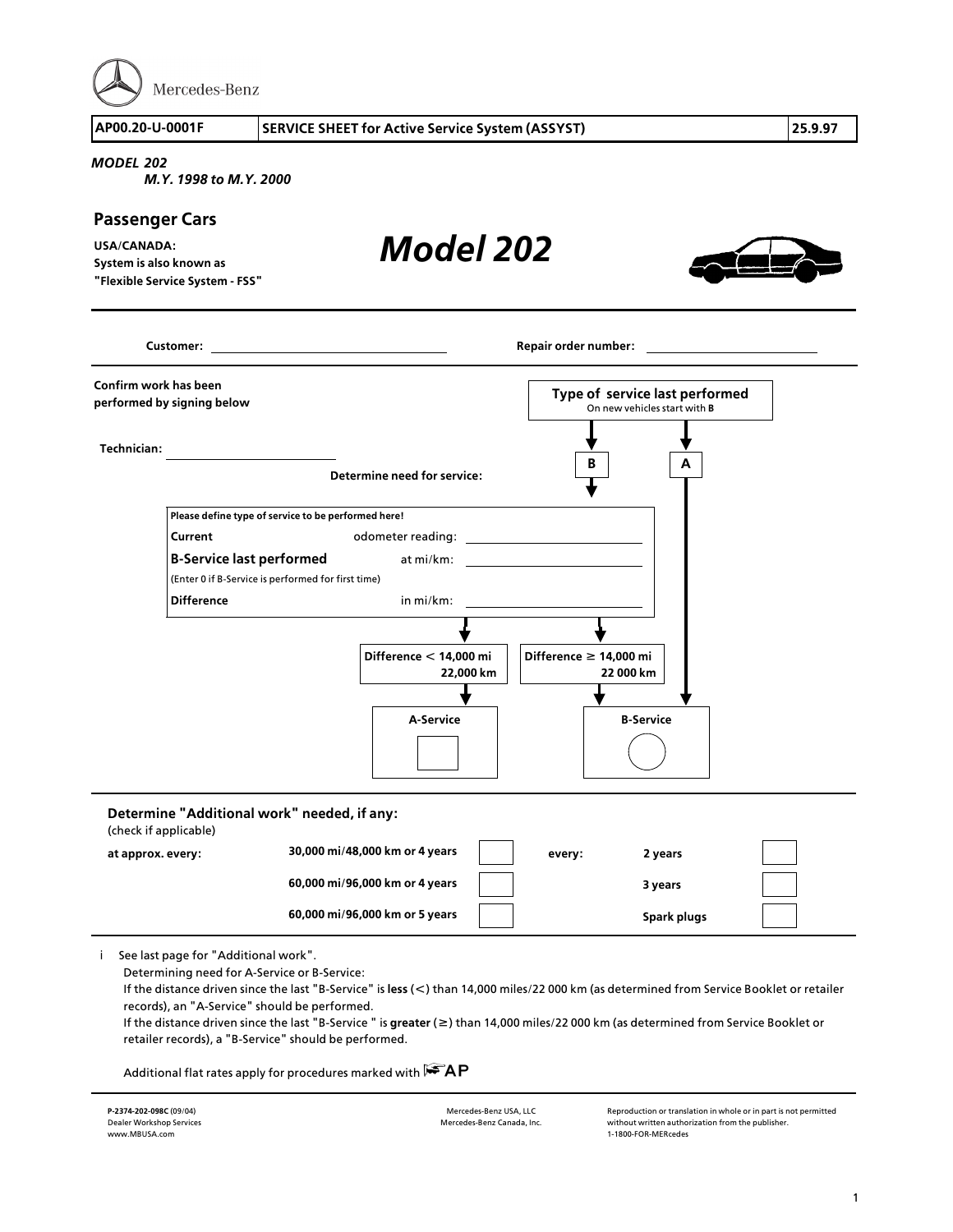Mercedes-Benz

| AP00.20-U-0001F | SERVICE SHEET for Active Service System (ASSYST) | 25.9.97 |
| --- | --- | --- |

***MODEL 202***
***M.Y. 1998 to M.Y. 2000***

## Passenger Cars

**USA/CANADA:**
**System is also known as**
**"Flexible Service System - FSS"**

# *Model 202*

**Customer:** ____________________ **Repair order number:** ____________________

**Confirm work has been performed by signing below**

**Technician:** ____________________

**Type of service last performed**
On new vehicles start with **B**

**B** | **A**

**Determine need for service:**

**Please define type of service to be performed here!**

| | | |
| --- | --- | --- |
| **Current** | odometer reading: | |
| **B-Service last performed** | at mi/km: | |
| (Enter 0 if B-Service is performed for first time) | | |
| **Difference** | in mi/km: | |

| **Difference < 14,000 mi 22,000 km** | **Difference ≥ 14,000 mi 22 000 km** |
| --- | --- |
| **A-Service** | **B-Service** |

### Determine "Additional work" needed, if any:

(check if applicable)

| | | | | | |
| --- | --- | --- | --- | --- | --- |
| **at approx. every:** | **30,000 mi/48,000 km or 4 years** | ☐ | **every:** | **2 years** | ☐ |
| | **60,000 mi/96,000 km or 4 years** | ☐ | | **3 years** | ☐ |
| | **60,000 mi/96,000 km or 5 years** | ☐ | | **Spark plugs** | ☐ |

i See last page for "Additional work".
Determining need for A-Service or B-Service:
If the distance driven since the last "B-Service" is **less** (<) than 14,000 miles/22 000 km (as determined from Service Booklet or retailer records), an "A-Service" should be performed.
If the distance driven since the last "B-Service " is **greater** (≥) than 14,000 miles/22 000 km (as determined from Service Booklet or retailer records), a "B-Service" should be performed.

Additional flat rates apply for procedures marked with ☛AP

**P-2374-202-098C** (09/04)
Dealer Workshop Services
www.MBUSA.com

Mercedes-Benz USA, LLC
Mercedes-Benz Canada, Inc.

Reproduction or translation in whole or in part is not permitted without written authorization from the publisher.
1-1800-FOR-MERcedes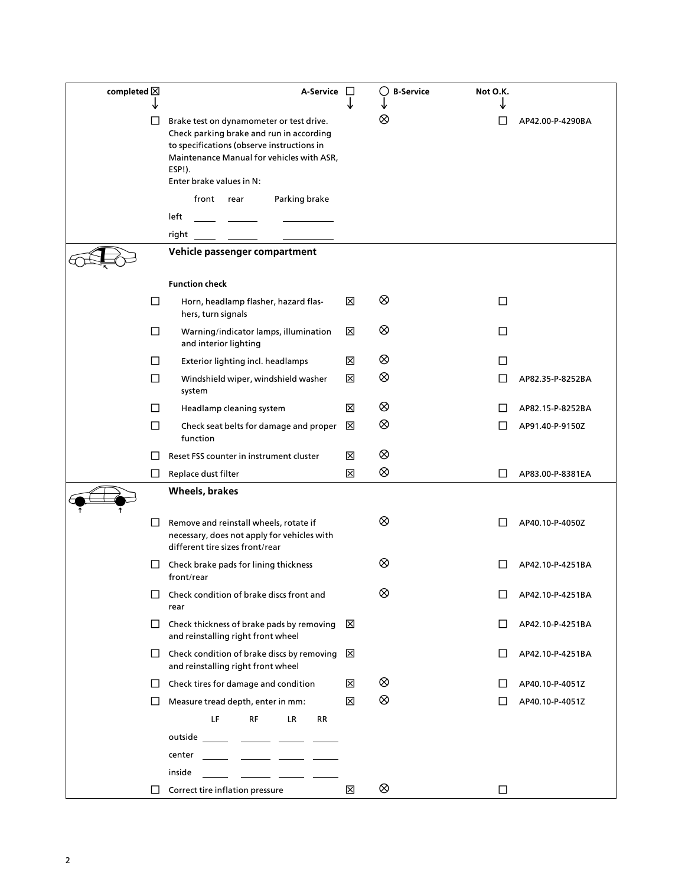| completed ☒ | | A-Service ☐ | ◯ B-Service | Not O.K. | |
|---|---|---|---|---|---|
| ☐ | Brake test on dynamometer or test drive. Check parking brake and run in according to specifications (observe instructions in Maintenance Manual for vehicles with ASR, ESP!).<br>Enter brake values in N:<br>front rear Parking brake<br>left ____ ____ ____<br>right ____ ____ ____ | | ⊗ | ☐ | AP42.00-P-4290BA |
| | **Vehicle passenger compartment** | | | | |
| | **Function check** | | | | |
| ☐ | Horn, headlamp flasher, hazard flashers, turn signals | ☒ | ⊗ | ☐ | |
| ☐ | Warning/indicator lamps, illumination and interior lighting | ☒ | ⊗ | ☐ | |
| ☐ | Exterior lighting incl. headlamps | ☒ | ⊗ | ☐ | |
| ☐ | Windshield wiper, windshield washer system | ☒ | ⊗ | ☐ | AP82.35-P-8252BA |
| ☐ | Headlamp cleaning system | ☒ | ⊗ | ☐ | AP82.15-P-8252BA |
| ☐ | Check seat belts for damage and proper function | ☒ | ⊗ | ☐ | AP91.40-P-9150Z |
| ☐ | Reset FSS counter in instrument cluster | ☒ | ⊗ | | |
| ☐ | Replace dust filter | ☒ | ⊗ | ☐ | AP83.00-P-8381EA |
| | **Wheels, brakes** | | | | |
| ☐ | Remove and reinstall wheels, rotate if necessary, does not apply for vehicles with different tire sizes front/rear | | ⊗ | ☐ | AP40.10-P-4050Z |
| ☐ | Check brake pads for lining thickness front/rear | | ⊗ | ☐ | AP42.10-P-4251BA |
| ☐ | Check condition of brake discs front and rear | | ⊗ | ☐ | AP42.10-P-4251BA |
| ☐ | Check thickness of brake pads by removing and reinstalling right front wheel | ☒ | | ☐ | AP42.10-P-4251BA |
| ☐ | Check condition of brake discs by removing and reinstalling right front wheel | ☒ | | ☐ | AP42.10-P-4251BA |
| ☐ | Check tires for damage and condition | ☒ | ⊗ | ☐ | AP40.10-P-4051Z |
| ☐ | Measure tread depth, enter in mm:<br>LF RF LR RR<br>outside ____ ____ ____ ____<br>center ____ ____ ____ ____<br>inside ____ ____ ____ ____ | ☒ | ⊗ | ☐ | AP40.10-P-4051Z |
| ☐ | Correct tire inflation pressure | ☒ | ⊗ | ☐ | |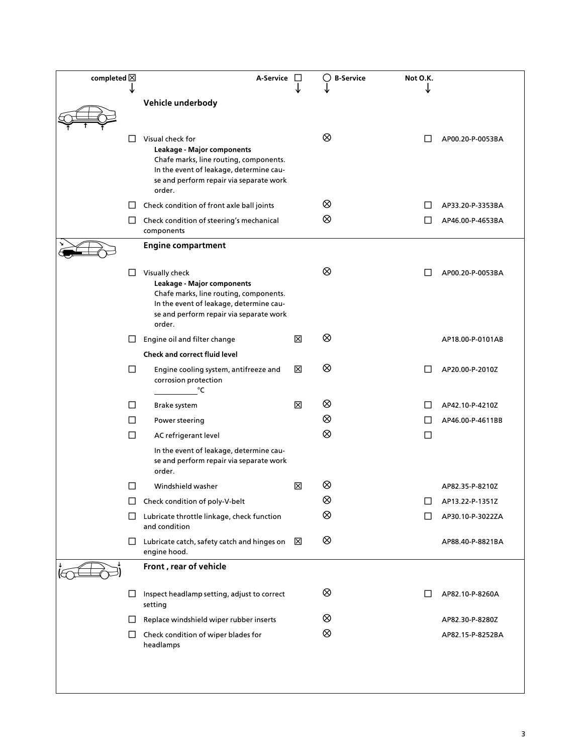| completed ☒ | | A-Service ☐ | ◯ B-Service | Not O.K. | |
|---|---|---|---|---|---|
| | **Vehicle underbody** | | | | |
| ☐ | Visual check for<br>**Leakage - Major components**<br>Chafe marks, line routing, components. In the event of leakage, determine cause and perform repair via separate work order. | | ⊗ | ☐ | AP00.20-P-0053BA |
| ☐ | Check condition of front axle ball joints | | ⊗ | ☐ | AP33.20-P-3353BA |
| ☐ | Check condition of steering's mechanical components | | ⊗ | ☐ | AP46.00-P-4653BA |
| | **Engine compartment** | | | | |
| ☐ | Visually check<br>**Leakage - Major components**<br>Chafe marks, line routing, components. In the event of leakage, determine cause and perform repair via separate work order. | | ⊗ | ☐ | AP00.20-P-0053BA |
| ☐ | Engine oil and filter change | ☒ | ⊗ | | AP18.00-P-0101AB |
| | **Check and correct fluid level** | | | | |
| ☐ | Engine cooling system, antifreeze and corrosion protection<br>__________°C | ☒ | ⊗ | ☐ | AP20.00-P-2010Z |
| ☐ | Brake system | ☒ | ⊗ | ☐ | AP42.10-P-4210Z |
| ☐ | Power steering | | ⊗ | ☐ | AP46.00-P-4611BB |
| ☐ | AC refrigerant level | | ⊗ | ☐ | |
| | In the event of leakage, determine cause and perform repair via separate work order. | | | | |
| ☐ | Windshield washer | ☒ | ⊗ | | AP82.35-P-8210Z |
| ☐ | Check condition of poly-V-belt | | ⊗ | ☐ | AP13.22-P-1351Z |
| ☐ | Lubricate throttle linkage, check function and condition | | ⊗ | ☐ | AP30.10-P-3022ZA |
| ☐ | Lubricate catch, safety catch and hinges on engine hood. | ☒ | ⊗ | | AP88.40-P-8821BA |
| | **Front , rear of vehicle** | | | | |
| ☐ | Inspect headlamp setting, adjust to correct setting | | ⊗ | ☐ | AP82.10-P-8260A |
| ☐ | Replace windshield wiper rubber inserts | | ⊗ | | AP82.30-P-8280Z |
| ☐ | Check condition of wiper blades for headlamps | | ⊗ | | AP82.15-P-8252BA |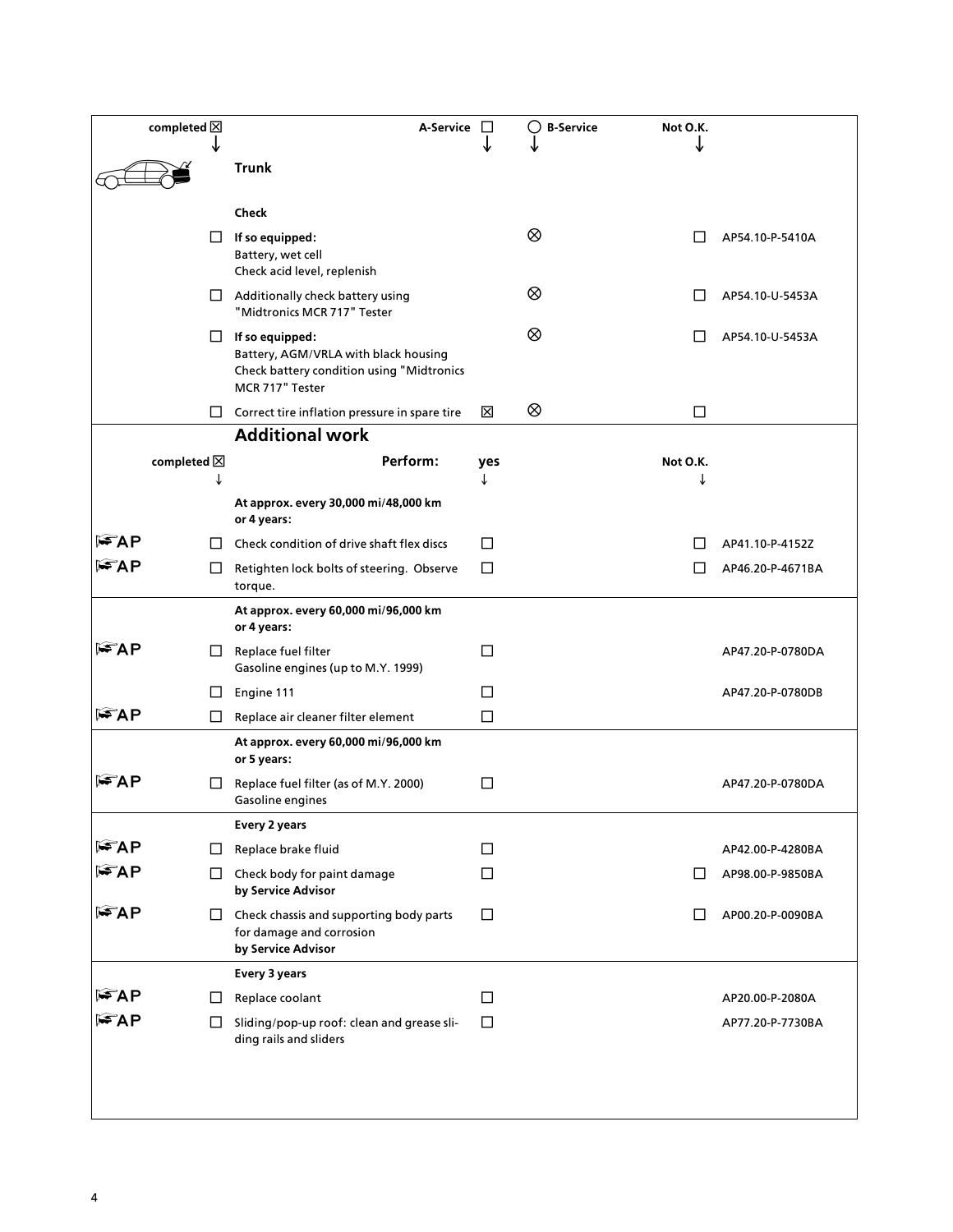| completed ☒ ↓ | | A-Service ☐ ↓ | ◯ B-Service ↓ | Not O.K. ↓ | |
|---|---|---|---|---|---|
| | **Trunk** | | | | |
| | **Check** | | | | |
| ☐ | **If so equipped:** Battery, wet cell Check acid level, replenish | | ⊗ | ☐ | AP54.10-P-5410A |
| ☐ | Additionally check battery using "Midtronics MCR 717" Tester | | ⊗ | ☐ | AP54.10-U-5453A |
| ☐ | **If so equipped:** Battery, AGM/VRLA with black housing Check battery condition using "Midtronics MCR 717" Tester | | ⊗ | ☐ | AP54.10-U-5453A |
| ☐ | Correct tire inflation pressure in spare tire | ☒ | ⊗ | ☐ | |

## Additional work

| completed ☒ ↓ | Perform: | yes ↓ | Not O.K. ↓ | |
|---|---|---|---|---|
| | **At approx. every 30,000 mi/48,000 km or 4 years:** | | | |
| AP ☐ | Check condition of drive shaft flex discs | ☐ | ☐ | AP41.10-P-4152Z |
| AP ☐ | Retighten lock bolts of steering. Observe torque. | ☐ | ☐ | AP46.20-P-4671BA |
| | **At approx. every 60,000 mi/96,000 km or 4 years:** | | | |
| AP ☐ | Replace fuel filter Gasoline engines (up to M.Y. 1999) | ☐ | | AP47.20-P-0780DA |
| ☐ | Engine 111 | ☐ | | AP47.20-P-0780DB |
| AP ☐ | Replace air cleaner filter element | ☐ | | |
| | **At approx. every 60,000 mi/96,000 km or 5 years:** | | | |
| AP ☐ | Replace fuel filter (as of M.Y. 2000) Gasoline engines | ☐ | | AP47.20-P-0780DA |
| | **Every 2 years** | | | |
| AP ☐ | Replace brake fluid | ☐ | | AP42.00-P-4280BA |
| AP ☐ | Check body for paint damage **by Service Advisor** | ☐ | ☐ | AP98.00-P-9850BA |
| AP ☐ | Check chassis and supporting body parts for damage and corrosion **by Service Advisor** | ☐ | ☐ | AP00.20-P-0090BA |
| | **Every 3 years** | | | |
| AP ☐ | Replace coolant | ☐ | | AP20.00-P-2080A |
| AP ☐ | Sliding/pop-up roof: clean and grease sliding rails and sliders | ☐ | | AP77.20-P-7730BA |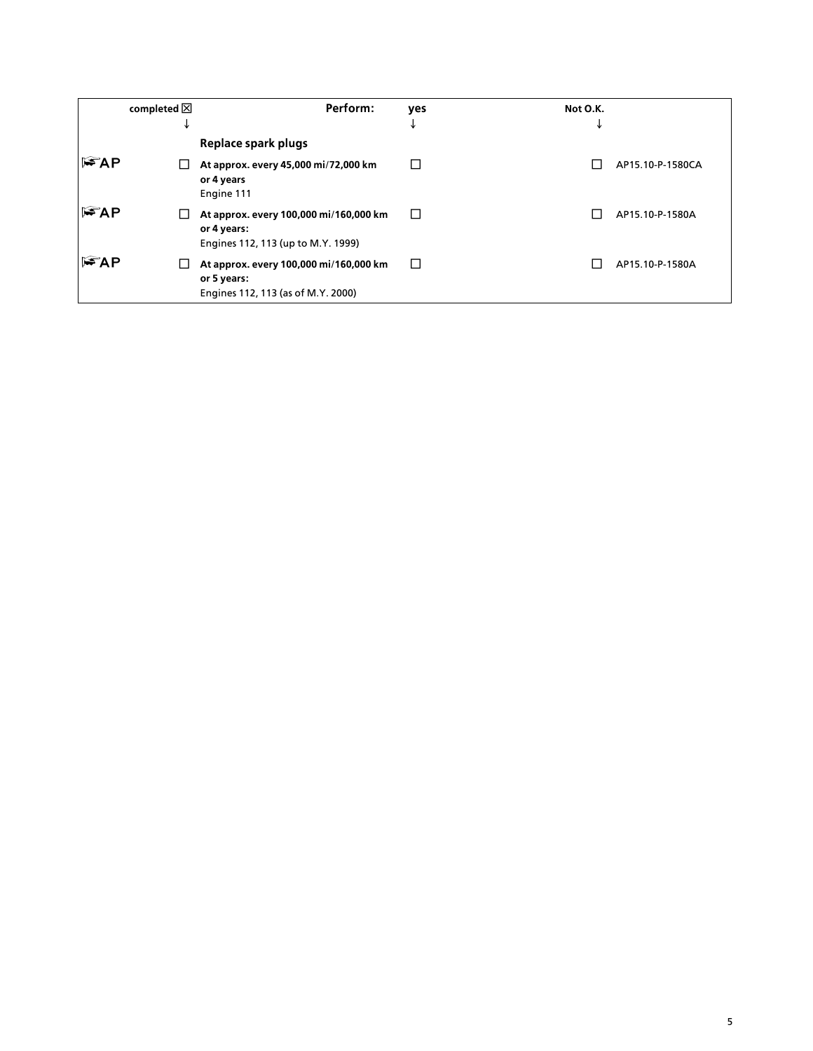| | completed ☒ ↓ | Perform: | yes ↓ | Not O.K. ↓ | |
|---|---|---|---|---|---|
| | | **Replace spark plugs** | | | |
| ☞AP | ☐ | **At approx. every 45,000 mi/72,000 km or 4 years** Engine 111 | ☐ | ☐ | AP15.10-P-1580CA |
| ☞AP | ☐ | **At approx. every 100,000 mi/160,000 km or 4 years:** Engines 112, 113 (up to M.Y. 1999) | ☐ | ☐ | AP15.10-P-1580A |
| ☞AP | ☐ | **At approx. every 100,000 mi/160,000 km or 5 years:** Engines 112, 113 (as of M.Y. 2000) | ☐ | ☐ | AP15.10-P-1580A |